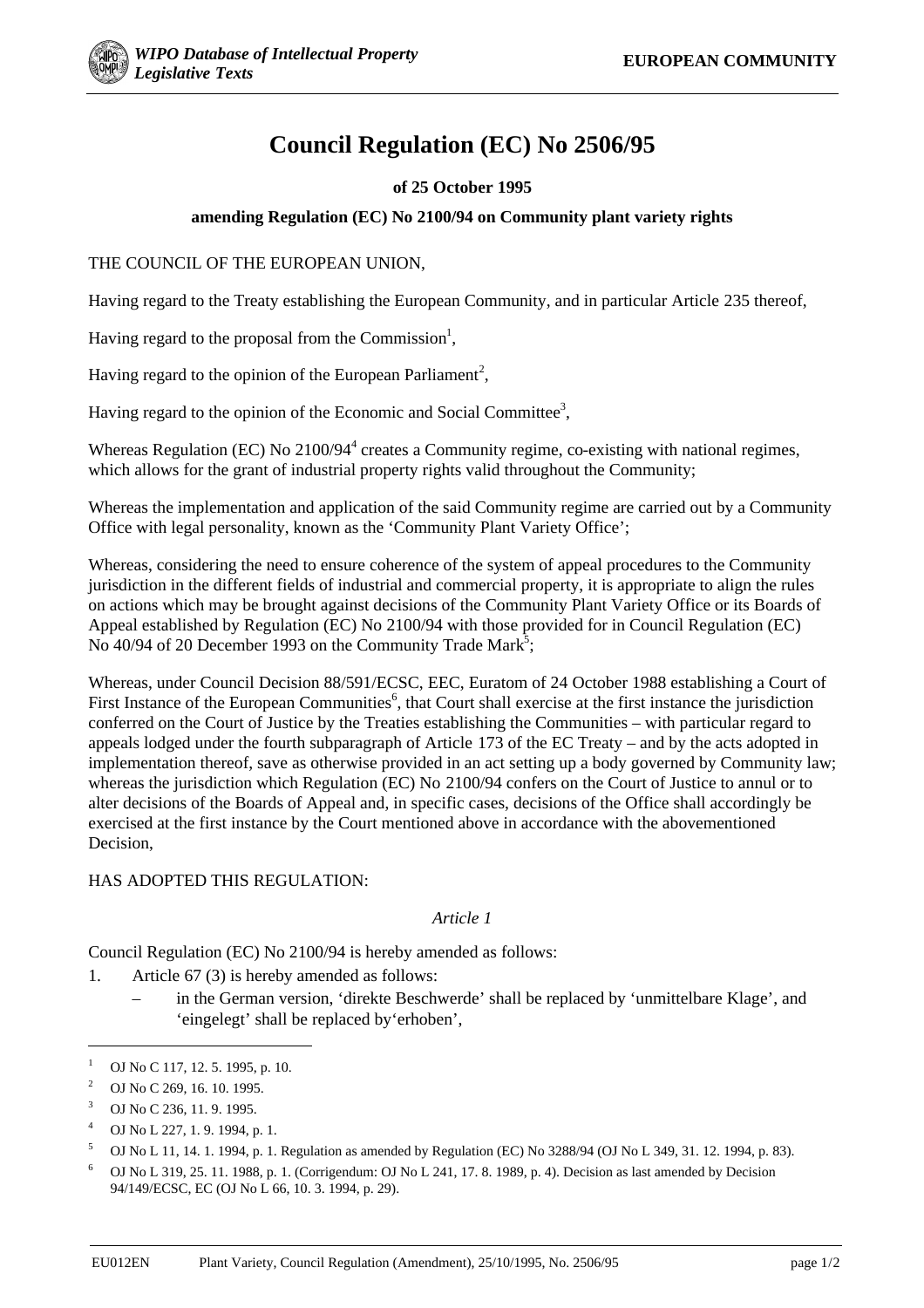# Council Regulation (EC) No 2506/95

**of 25 October 1995**

**amending Regulation (EC) No 2100/94 on Community plant variety rights**

THE COUNCIL OF THE EUROPEAN UNION,

Having regard to the Treaty establishing the European Community, and in particular Article 235 thereof,

Having regard to the proposal from the Commission[1],

Having regard to the opinion of the European Parliament[2],

Having regard to the opinion of the Economic and Social Committee[3],

Whereas Regulation (EC) No 2100/94[4] creates a Community regime, co-existing with national regimes, which allows for the grant of industrial property rights valid throughout the Community;

Whereas the implementation and application of the said Community regime are carried out by a Community Office with legal personality, known as the 'Community Plant Variety Office';

Whereas, considering the need to ensure coherence of the system of appeal procedures to the Community jurisdiction in the different fields of industrial and commercial property, it is appropriate to align the rules on actions which may be brought against decisions of the Community Plant Variety Office or its Boards of Appeal established by Regulation (EC) No 2100/94 with those provided for in Council Regulation (EC) No 40/94 of 20 December 1993 on the Community Trade Mark[5];

Whereas, under Council Decision 88/591/ECSC, EEC, Euratom of 24 October 1988 establishing a Court of First Instance of the European Communities[6], that Court shall exercise at the first instance the jurisdiction conferred on the Court of Justice by the Treaties establishing the Communities – with particular regard to appeals lodged under the fourth subparagraph of Article 173 of the EC Treaty – and by the acts adopted in implementation thereof, save as otherwise provided in an act setting up a body governed by Community law; whereas the jurisdiction which Regulation (EC) No 2100/94 confers on the Court of Justice to annul or to alter decisions of the Boards of Appeal and, in specific cases, decisions of the Office shall accordingly be exercised at the first instance by the Court mentioned above in accordance with the abovementioned Decision,

HAS ADOPTED THIS REGULATION:

*Article 1*

Council Regulation (EC) No 2100/94 is hereby amended as follows:

1. Article 67 (3) is hereby amended as follows:
   - in the German version, 'direkte Beschwerde' shall be replaced by 'unmittelbare Klage', and 'eingelegt' shall be replaced by'erhoben',

---

[1] OJ No C 117, 12. 5. 1995, p. 10.

[2] OJ No C 269, 16. 10. 1995.

[3] OJ No C 236, 11. 9. 1995.

[4] OJ No L 227, 1. 9. 1994, p. 1.

[5] OJ No L 11, 14. 1. 1994, p. 1. Regulation as amended by Regulation (EC) No 3288/94 (OJ No L 349, 31. 12. 1994, p. 83).

[6] OJ No L 319, 25. 11. 1988, p. 1. (Corrigendum: OJ No L 241, 17. 8. 1989, p. 4). Decision as last amended by Decision 94/149/ECSC, EC (OJ No L 66, 10. 3. 1994, p. 29).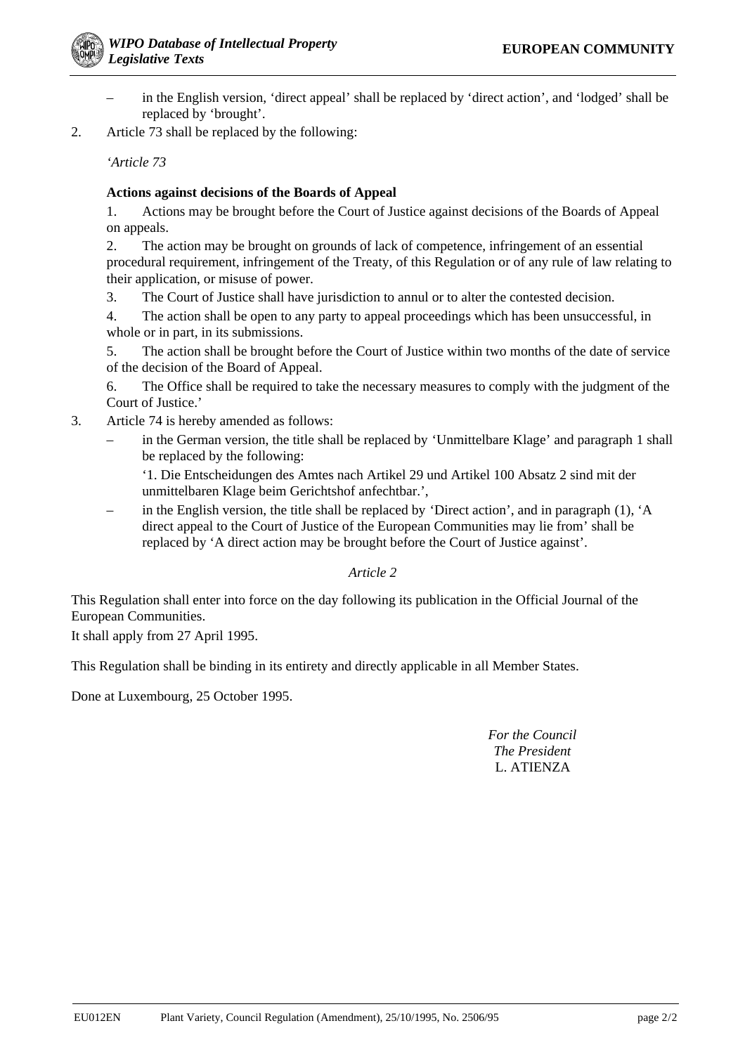– in the English version, 'direct appeal' shall be replaced by 'direct action', and 'lodged' shall be replaced by 'brought'.

2. Article 73 shall be replaced by the following:

'*Article 73*

**Actions against decisions of the Boards of Appeal**

1. Actions may be brought before the Court of Justice against decisions of the Boards of Appeal on appeals.

2. The action may be brought on grounds of lack of competence, infringement of an essential procedural requirement, infringement of the Treaty, of this Regulation or of any rule of law relating to their application, or misuse of power.

3. The Court of Justice shall have jurisdiction to annul or to alter the contested decision.

4. The action shall be open to any party to appeal proceedings which has been unsuccessful, in whole or in part, in its submissions.

5. The action shall be brought before the Court of Justice within two months of the date of service of the decision of the Board of Appeal.

6. The Office shall be required to take the necessary measures to comply with the judgment of the Court of Justice.'

3. Article 74 is hereby amended as follows:

– in the German version, the title shall be replaced by 'Unmittelbare Klage' and paragraph 1 shall be replaced by the following:

'1. Die Entscheidungen des Amtes nach Artikel 29 und Artikel 100 Absatz 2 sind mit der unmittelbaren Klage beim Gerichtshof anfechtbar.',

– in the English version, the title shall be replaced by 'Direct action', and in paragraph (1), 'A direct appeal to the Court of Justice of the European Communities may lie from' shall be replaced by 'A direct action may be brought before the Court of Justice against'.

*Article 2*

This Regulation shall enter into force on the day following its publication in the Official Journal of the European Communities.

It shall apply from 27 April 1995.

This Regulation shall be binding in its entirety and directly applicable in all Member States.

Done at Luxembourg, 25 October 1995.

*For the Council*
*The President*
L. ATIENZA